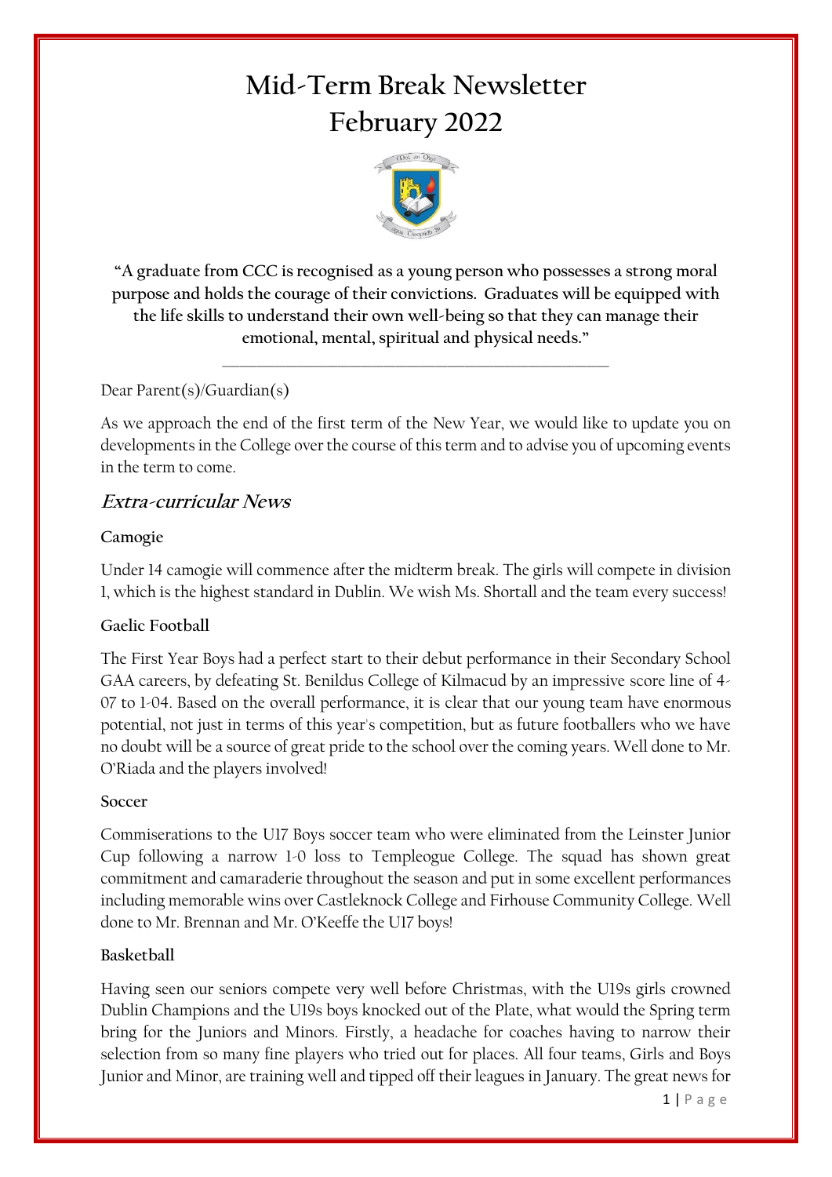# Mid-Term Break Newsletter
# February 2022

**"A graduate from CCC is recognised as a young person who possesses a strong moral purpose and holds the courage of their convictions. Graduates will be equipped with the life skills to understand their own well-being so that they can manage their emotional, mental, spiritual and physical needs."**

---

Dear Parent(s)/Guardian(s)

As we approach the end of the first term of the New Year, we would like to update you on developments in the College over the course of this term and to advise you of upcoming events in the term to come.

## *Extra-curricular News*

### Camogie

Under 14 camogie will commence after the midterm break. The girls will compete in division 1, which is the highest standard in Dublin. We wish Ms. Shortall and the team every success!

### Gaelic Football

The First Year Boys had a perfect start to their debut performance in their Secondary School GAA careers, by defeating St. Benildus College of Kilmacud by an impressive score line of 4-07 to 1-04. Based on the overall performance, it is clear that our young team have enormous potential, not just in terms of this year's competition, but as future footballers who we have no doubt will be a source of great pride to the school over the coming years. Well done to Mr. O'Riada and the players involved!

### Soccer

Commiserations to the U17 Boys soccer team who were eliminated from the Leinster Junior Cup following a narrow 1-0 loss to Templeogue College. The squad has shown great commitment and camaraderie throughout the season and put in some excellent performances including memorable wins over Castleknock College and Firhouse Community College. Well done to Mr. Brennan and Mr. O'Keeffe the U17 boys!

### Basketball

Having seen our seniors compete very well before Christmas, with the U19s girls crowned Dublin Champions and the U19s boys knocked out of the Plate, what would the Spring term bring for the Juniors and Minors. Firstly, a headache for coaches having to narrow their selection from so many fine players who tried out for places. All four teams, Girls and Boys Junior and Minor, are training well and tipped off their leagues in January. The great news for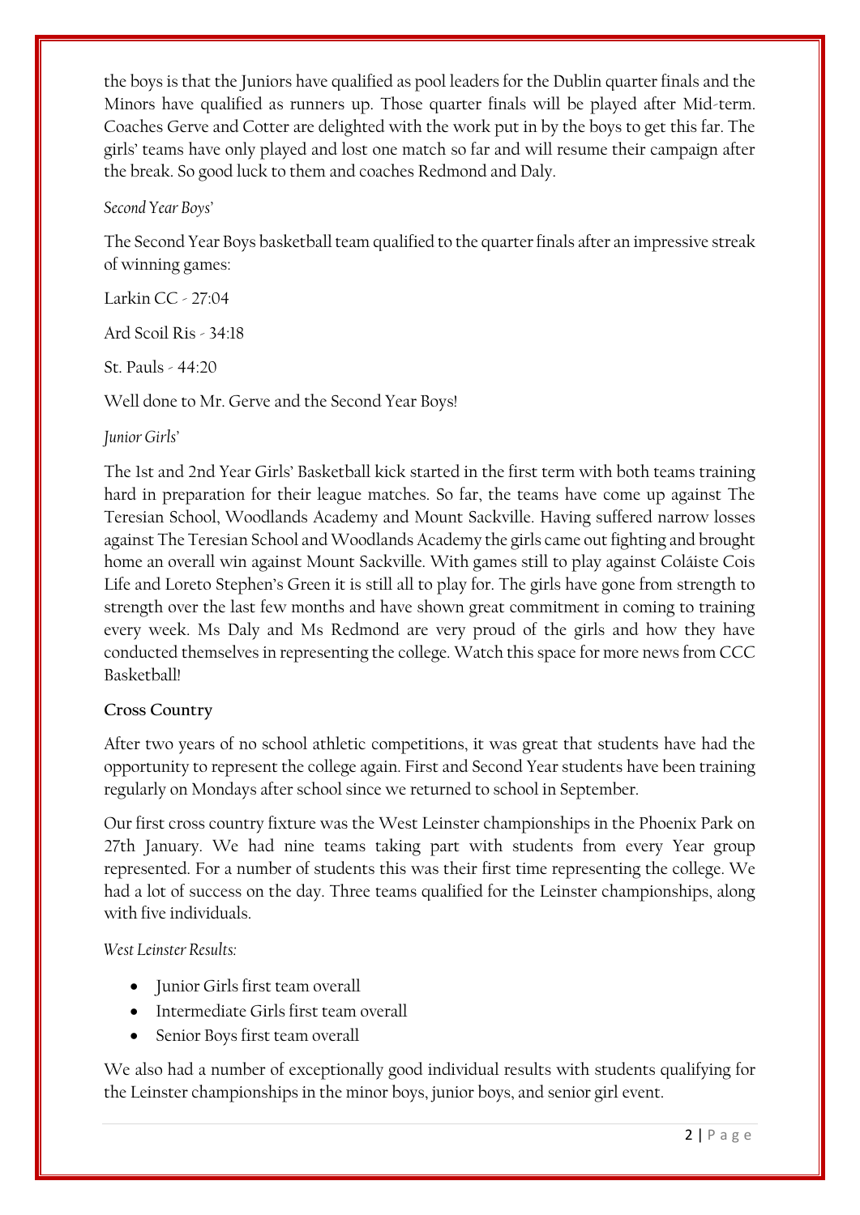the boys is that the Juniors have qualified as pool leaders for the Dublin quarter finals and the Minors have qualified as runners up. Those quarter finals will be played after Mid-term. Coaches Gerve and Cotter are delighted with the work put in by the boys to get this far. The girls' teams have only played and lost one match so far and will resume their campaign after the break. So good luck to them and coaches Redmond and Daly.

*Second Year Boys'*

The Second Year Boys basketball team qualified to the quarter finals after an impressive streak of winning games:

Larkin CC - 27:04

Ard Scoil Ris - 34:18

St. Pauls - 44:20

Well done to Mr. Gerve and the Second Year Boys!

*Junior Girls'*

The 1st and 2nd Year Girls' Basketball kick started in the first term with both teams training hard in preparation for their league matches. So far, the teams have come up against The Teresian School, Woodlands Academy and Mount Sackville. Having suffered narrow losses against The Teresian School and Woodlands Academy the girls came out fighting and brought home an overall win against Mount Sackville. With games still to play against Coláiste Cois Life and Loreto Stephen's Green it is still all to play for. The girls have gone from strength to strength over the last few months and have shown great commitment in coming to training every week. Ms Daly and Ms Redmond are very proud of the girls and how they have conducted themselves in representing the college. Watch this space for more news from CCC Basketball!

**Cross Country**

After two years of no school athletic competitions, it was great that students have had the opportunity to represent the college again. First and Second Year students have been training regularly on Mondays after school since we returned to school in September.

Our first cross country fixture was the West Leinster championships in the Phoenix Park on 27th January. We had nine teams taking part with students from every Year group represented. For a number of students this was their first time representing the college. We had a lot of success on the day. Three teams qualified for the Leinster championships, along with five individuals.

*West Leinster Results:*

- Junior Girls first team overall
- Intermediate Girls first team overall
- Senior Boys first team overall

We also had a number of exceptionally good individual results with students qualifying for the Leinster championships in the minor boys, junior boys, and senior girl event.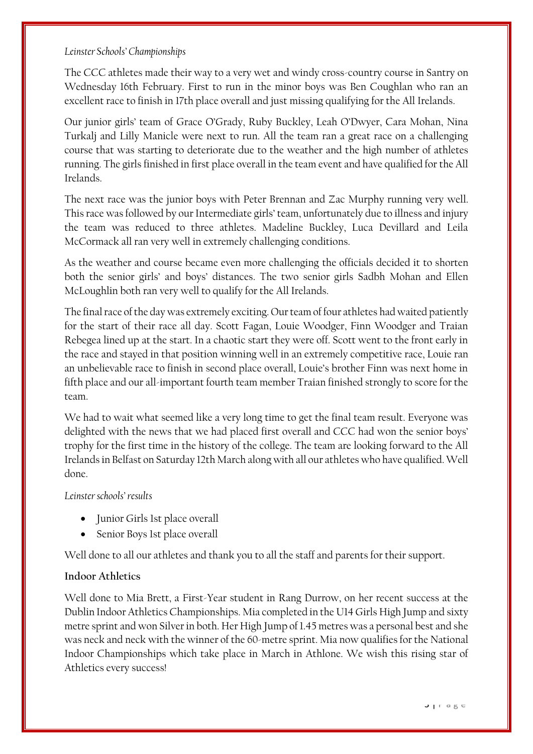*Leinster Schools' Championships*

The CCC athletes made their way to a very wet and windy cross-country course in Santry on Wednesday 16th February. First to run in the minor boys was Ben Coughlan who ran an excellent race to finish in 17th place overall and just missing qualifying for the All Irelands.

Our junior girls' team of Grace O'Grady, Ruby Buckley, Leah O'Dwyer, Cara Mohan, Nina Turkalj and Lilly Manicle were next to run. All the team ran a great race on a challenging course that was starting to deteriorate due to the weather and the high number of athletes running. The girls finished in first place overall in the team event and have qualified for the All Irelands.

The next race was the junior boys with Peter Brennan and Zac Murphy running very well. This race was followed by our Intermediate girls' team, unfortunately due to illness and injury the team was reduced to three athletes. Madeline Buckley, Luca Devillard and Leila McCormack all ran very well in extremely challenging conditions.

As the weather and course became even more challenging the officials decided it to shorten both the senior girls' and boys' distances. The two senior girls Sadbh Mohan and Ellen McLoughlin both ran very well to qualify for the All Irelands.

The final race of the day was extremely exciting. Our team of four athletes had waited patiently for the start of their race all day. Scott Fagan, Louie Woodger, Finn Woodger and Traian Rebegea lined up at the start. In a chaotic start they were off. Scott went to the front early in the race and stayed in that position winning well in an extremely competitive race, Louie ran an unbelievable race to finish in second place overall, Louie's brother Finn was next home in fifth place and our all-important fourth team member Traian finished strongly to score for the team.

We had to wait what seemed like a very long time to get the final team result. Everyone was delighted with the news that we had placed first overall and CCC had won the senior boys' trophy for the first time in the history of the college. The team are looking forward to the All Irelands in Belfast on Saturday 12th March along with all our athletes who have qualified. Well done.

*Leinster schools' results*

- Junior Girls 1st place overall
- Senior Boys 1st place overall

Well done to all our athletes and thank you to all the staff and parents for their support.

**Indoor Athletics**

Well done to Mia Brett, a First-Year student in Rang Durrow, on her recent success at the Dublin Indoor Athletics Championships. Mia completed in the U14 Girls High Jump and sixty metre sprint and won Silver in both. Her High Jump of 1.45 metres was a personal best and she was neck and neck with the winner of the 60-metre sprint. Mia now qualifies for the National Indoor Championships which take place in March in Athlone. We wish this rising star of Athletics every success!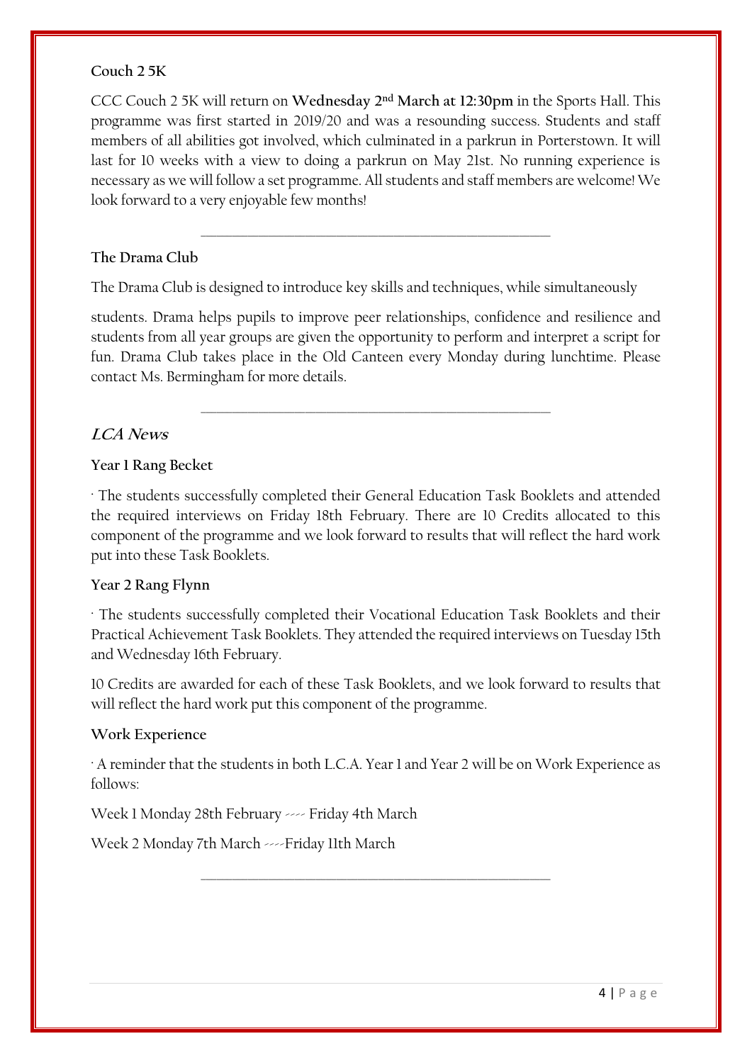**Couch 2 5K**

CCC Couch 2 5K will return on **Wednesday 2nd March at 12:30pm** in the Sports Hall. This programme was first started in 2019/20 and was a resounding success. Students and staff members of all abilities got involved, which culminated in a parkrun in Porterstown. It will last for 10 weeks with a view to doing a parkrun on May 21st. No running experience is necessary as we will follow a set programme. All students and staff members are welcome! We look forward to a very enjoyable few months!

---

**The Drama Club**

The Drama Club is designed to introduce key skills and techniques, while simultaneously

students. Drama helps pupils to improve peer relationships, confidence and resilience and students from all year groups are given the opportunity to perform and interpret a script for fun. Drama Club takes place in the Old Canteen every Monday during lunchtime. Please contact Ms. Bermingham for more details.

---

## *LCA News*

**Year 1 Rang Becket**

· The students successfully completed their General Education Task Booklets and attended the required interviews on Friday 18th February. There are 10 Credits allocated to this component of the programme and we look forward to results that will reflect the hard work put into these Task Booklets.

**Year 2 Rang Flynn**

· The students successfully completed their Vocational Education Task Booklets and their Practical Achievement Task Booklets. They attended the required interviews on Tuesday 15th and Wednesday 16th February.

10 Credits are awarded for each of these Task Booklets, and we look forward to results that will reflect the hard work put this component of the programme.

**Work Experience**

· A reminder that the students in both L.C.A. Year 1 and Year 2 will be on Work Experience as follows:

Week 1 Monday 28th February ---- Friday 4th March

Week 2 Monday 7th March ----Friday 11th March

---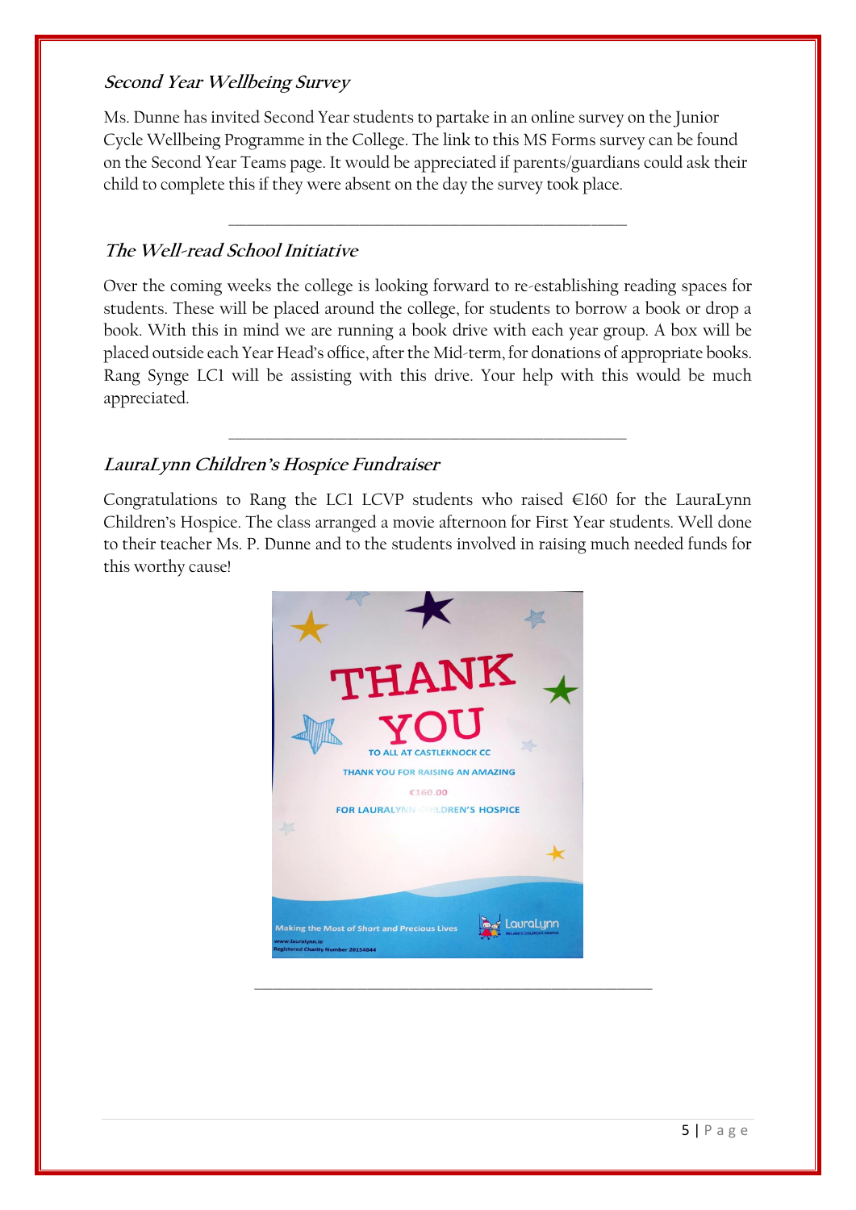### *Second Year Wellbeing Survey*

Ms. Dunne has invited Second Year students to partake in an online survey on the Junior Cycle Wellbeing Programme in the College. The link to this MS Forms survey can be found on the Second Year Teams page. It would be appreciated if parents/guardians could ask their child to complete this if they were absent on the day the survey took place.

---

### *The Well-read School Initiative*

Over the coming weeks the college is looking forward to re-establishing reading spaces for students. These will be placed around the college, for students to borrow a book or drop a book. With this in mind we are running a book drive with each year group. A box will be placed outside each Year Head's office, after the Mid-term, for donations of appropriate books. Rang Synge LC1 will be assisting with this drive. Your help with this would be much appreciated.

---

### *LauraLynn Children's Hospice Fundraiser*

Congratulations to Rang the LC1 LCVP students who raised €160 for the LauraLynn Children's Hospice. The class arranged a movie afternoon for First Year students. Well done to their teacher Ms. P. Dunne and to the students involved in raising much needed funds for this worthy cause!

---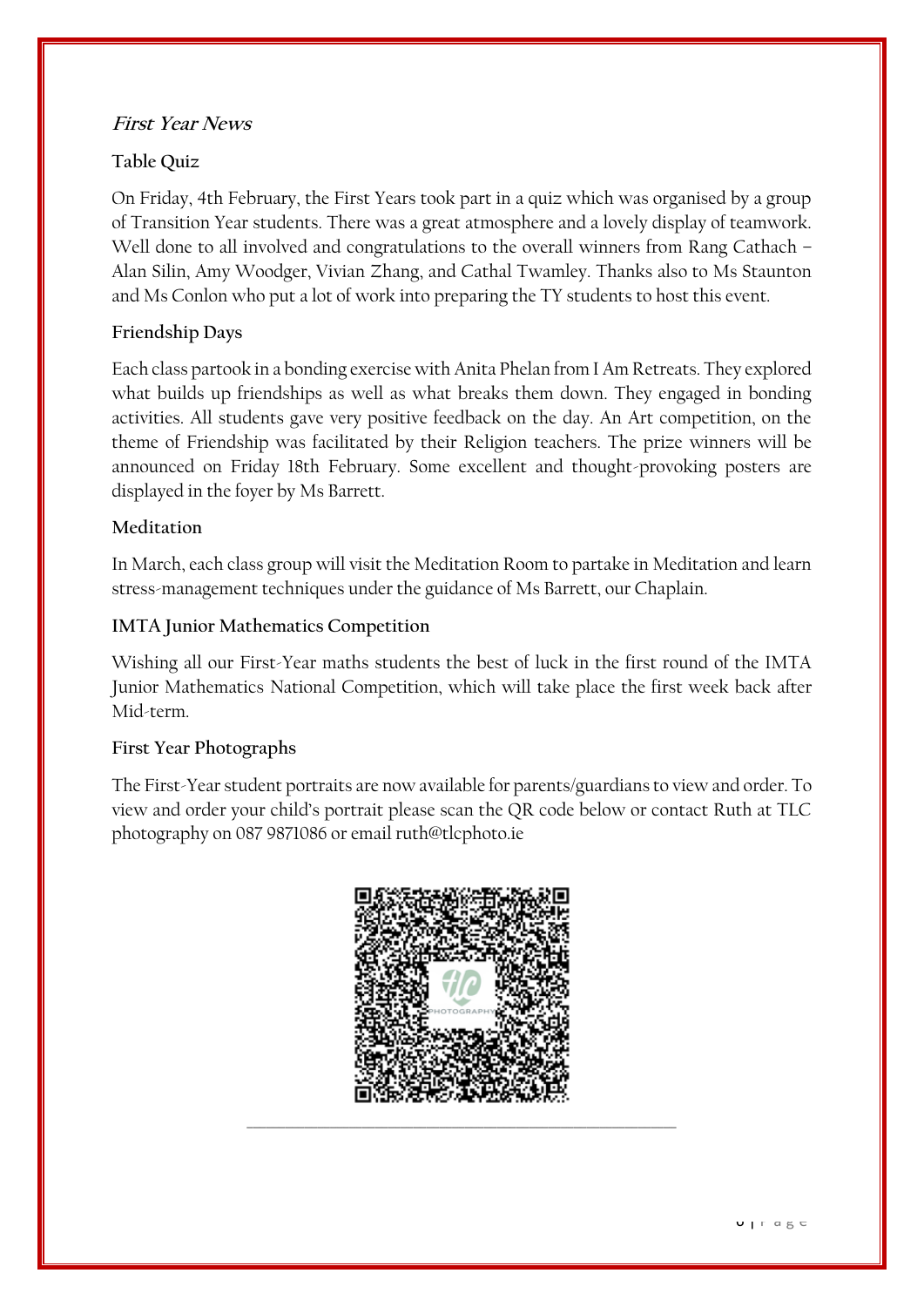## *First Year News*

### Table Quiz

On Friday, 4th February, the First Years took part in a quiz which was organised by a group of Transition Year students. There was a great atmosphere and a lovely display of teamwork. Well done to all involved and congratulations to the overall winners from Rang Cathach – Alan Silin, Amy Woodger, Vivian Zhang, and Cathal Twamley. Thanks also to Ms Staunton and Ms Conlon who put a lot of work into preparing the TY students to host this event.

### Friendship Days

Each class partook in a bonding exercise with Anita Phelan from I Am Retreats. They explored what builds up friendships as well as what breaks them down. They engaged in bonding activities. All students gave very positive feedback on the day. An Art competition, on the theme of Friendship was facilitated by their Religion teachers. The prize winners will be announced on Friday 18th February. Some excellent and thought-provoking posters are displayed in the foyer by Ms Barrett.

### Meditation

In March, each class group will visit the Meditation Room to partake in Meditation and learn stress-management techniques under the guidance of Ms Barrett, our Chaplain.

### IMTA Junior Mathematics Competition

Wishing all our First-Year maths students the best of luck in the first round of the IMTA Junior Mathematics National Competition, which will take place the first week back after Mid-term.

### First Year Photographs

The First-Year student portraits are now available for parents/guardians to view and order. To view and order your child's portrait please scan the QR code below or contact Ruth at TLC photography on 087 9871086 or email ruth@tlcphoto.ie

---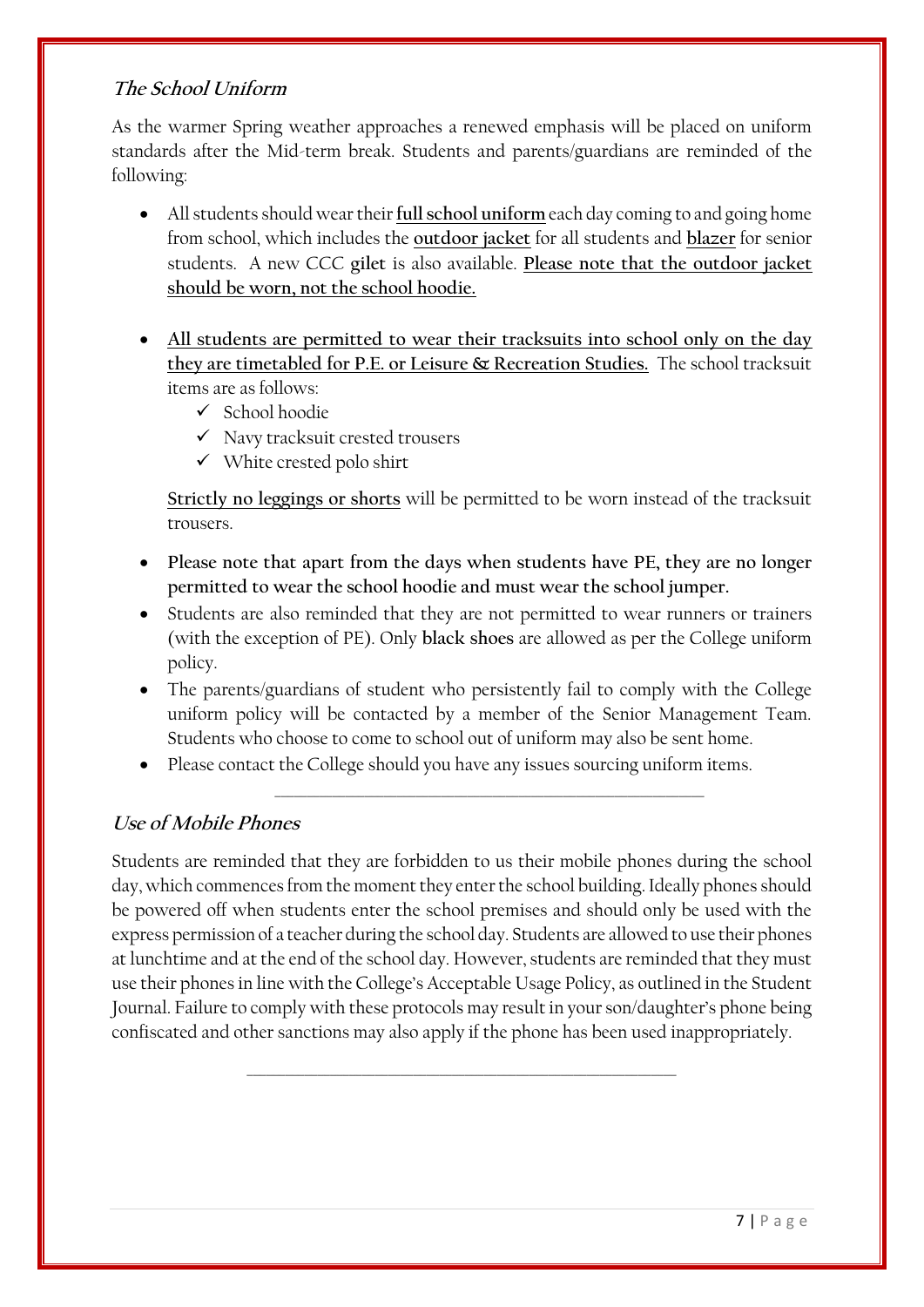### ***The School Uniform***

As the warmer Spring weather approaches a renewed emphasis will be placed on uniform standards after the Mid-term break. Students and parents/guardians are reminded of the following:

- All students should wear their **full school uniform** each day coming to and going home from school, which includes the **outdoor jacket** for all students and **blazer** for senior students. A new CCC **gilet** is also available. **Please note that the outdoor jacket should be worn, not the school hoodie.**

- **All students are permitted to wear their tracksuits into school only on the day they are timetabled for P.E. or Leisure & Recreation Studies.** The school tracksuit items are as follows:
  - ✓ School hoodie
  - ✓ Navy tracksuit crested trousers
  - ✓ White crested polo shirt

  **Strictly no leggings or shorts** will be permitted to be worn instead of the tracksuit trousers.

- **Please note that apart from the days when students have PE, they are no longer permitted to wear the school hoodie and must wear the school jumper.**
- Students are also reminded that they are not permitted to wear runners or trainers (with the exception of PE). Only **black shoes** are allowed as per the College uniform policy.
- The parents/guardians of student who persistently fail to comply with the College uniform policy will be contacted by a member of the Senior Management Team. Students who choose to come to school out of uniform may also be sent home.
- Please contact the College should you have any issues sourcing uniform items.

---

### ***Use of Mobile Phones***

Students are reminded that they are forbidden to us their mobile phones during the school day, which commences from the moment they enter the school building. Ideally phones should be powered off when students enter the school premises and should only be used with the express permission of a teacher during the school day. Students are allowed to use their phones at lunchtime and at the end of the school day. However, students are reminded that they must use their phones in line with the College's Acceptable Usage Policy, as outlined in the Student Journal. Failure to comply with these protocols may result in your son/daughter's phone being confiscated and other sanctions may also apply if the phone has been used inappropriately.

---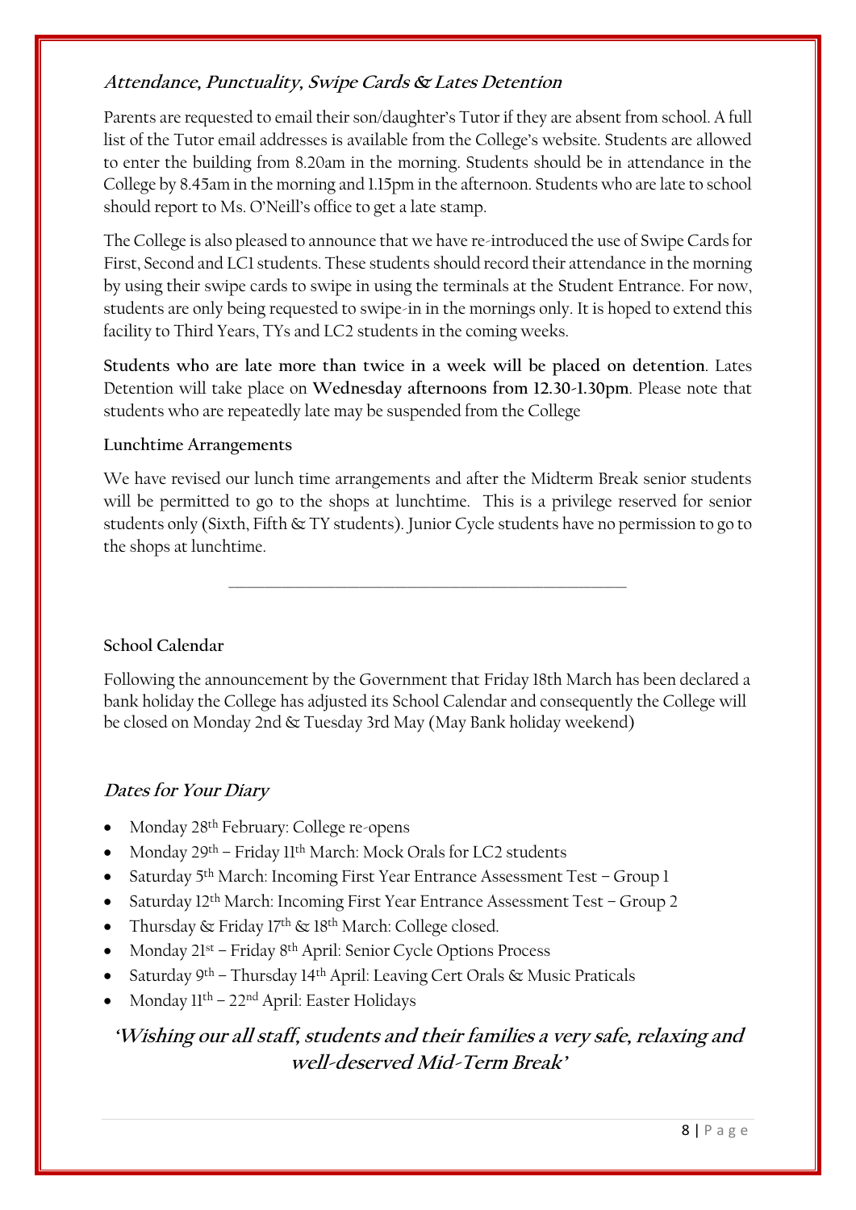## *Attendance, Punctuality, Swipe Cards & Lates Detention*

Parents are requested to email their son/daughter's Tutor if they are absent from school. A full list of the Tutor email addresses is available from the College's website. Students are allowed to enter the building from 8.20am in the morning. Students should be in attendance in the College by 8.45am in the morning and 1.15pm in the afternoon. Students who are late to school should report to Ms. O'Neill's office to get a late stamp.

The College is also pleased to announce that we have re-introduced the use of Swipe Cards for First, Second and LC1 students. These students should record their attendance in the morning by using their swipe cards to swipe in using the terminals at the Student Entrance. For now, students are only being requested to swipe-in in the mornings only. It is hoped to extend this facility to Third Years, TYs and LC2 students in the coming weeks.

**Students who are late more than twice in a week will be placed on detention**. Lates Detention will take place on **Wednesday afternoons from 12.30-1.30pm**. Please note that students who are repeatedly late may be suspended from the College

**Lunchtime Arrangements**

We have revised our lunch time arrangements and after the Midterm Break senior students will be permitted to go to the shops at lunchtime. This is a privilege reserved for senior students only (Sixth, Fifth & TY students). Junior Cycle students have no permission to go to the shops at lunchtime.

---

**School Calendar**

Following the announcement by the Government that Friday 18th March has been declared a bank holiday the College has adjusted its School Calendar and consequently the College will be closed on Monday 2nd & Tuesday 3rd May (May Bank holiday weekend)

## *Dates for Your Diary*

- Monday 28th February: College re-opens
- Monday 29th – Friday 11th March: Mock Orals for LC2 students
- Saturday 5th March: Incoming First Year Entrance Assessment Test – Group 1
- Saturday 12th March: Incoming First Year Entrance Assessment Test – Group 2
- Thursday & Friday 17th & 18th March: College closed.
- Monday 21st – Friday 8th April: Senior Cycle Options Process
- Saturday 9th – Thursday 14th April: Leaving Cert Orals & Music Praticals
- Monday 11th – 22nd April: Easter Holidays

***'Wishing our all staff, students and their families a very safe, relaxing and well-deserved Mid-Term Break'***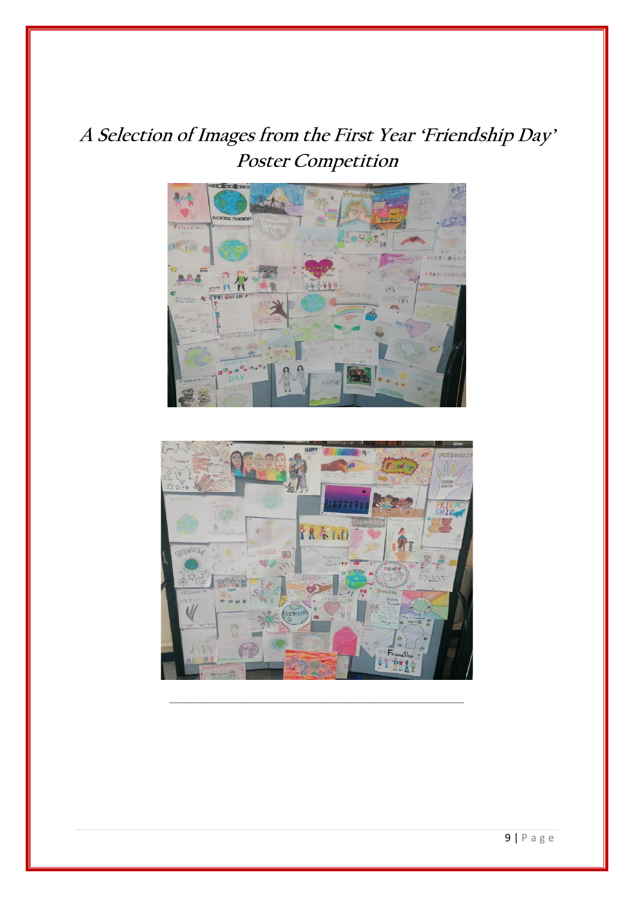# *A Selection of Images from the First Year 'Friendship Day' Poster Competition*